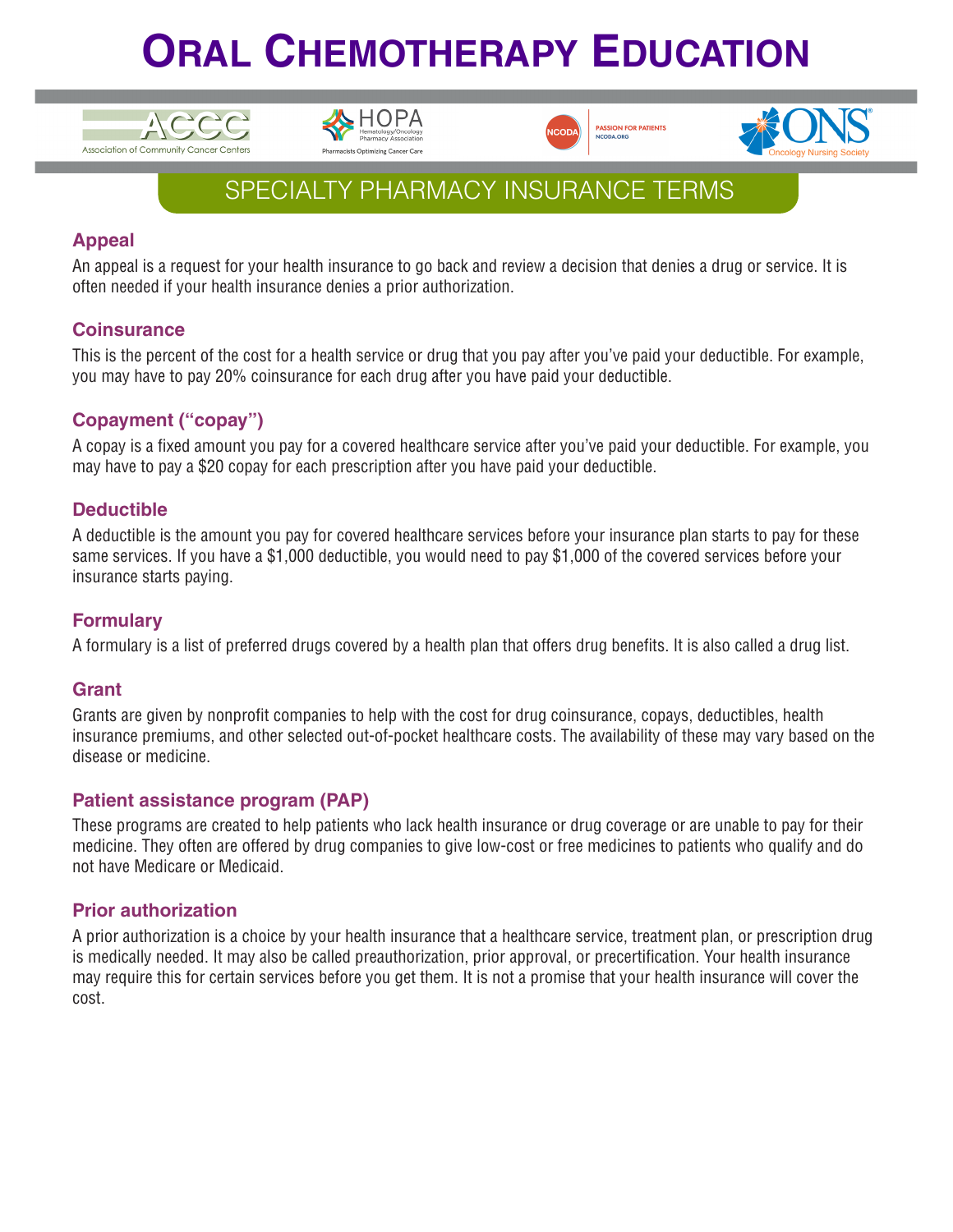# Oral Chemotherapy Education

ACCC Association of Community Cancer Centers | HOPA Hematology/Oncology Pharmacy Association Pharmacists Optimizing Cancer Care | NCODA PASSION FOR PATIENTS NCODA.ORG | ONS Oncology Nursing Society

## SPECIALTY PHARMACY INSURANCE TERMS

### Appeal

An appeal is a request for your health insurance to go back and review a decision that denies a drug or service. It is often needed if your health insurance denies a prior authorization.

### Coinsurance

This is the percent of the cost for a health service or drug that you pay after you've paid your deductible. For example, you may have to pay 20% coinsurance for each drug after you have paid your deductible.

### Copayment ("copay")

A copay is a fixed amount you pay for a covered healthcare service after you've paid your deductible. For example, you may have to pay a $20 copay for each prescription after you have paid your deductible.

### Deductible

A deductible is the amount you pay for covered healthcare services before your insurance plan starts to pay for these same services. If you have a $1,000 deductible, you would need to pay $1,000 of the covered services before your insurance starts paying.

### Formulary

A formulary is a list of preferred drugs covered by a health plan that offers drug benefits. It is also called a drug list.

### Grant

Grants are given by nonprofit companies to help with the cost for drug coinsurance, copays, deductibles, health insurance premiums, and other selected out-of-pocket healthcare costs. The availability of these may vary based on the disease or medicine.

### Patient assistance program (PAP)

These programs are created to help patients who lack health insurance or drug coverage or are unable to pay for their medicine. They often are offered by drug companies to give low-cost or free medicines to patients who qualify and do not have Medicare or Medicaid.

### Prior authorization

A prior authorization is a choice by your health insurance that a healthcare service, treatment plan, or prescription drug is medically needed. It may also be called preauthorization, prior approval, or precertification. Your health insurance may require this for certain services before you get them. It is not a promise that your health insurance will cover the cost.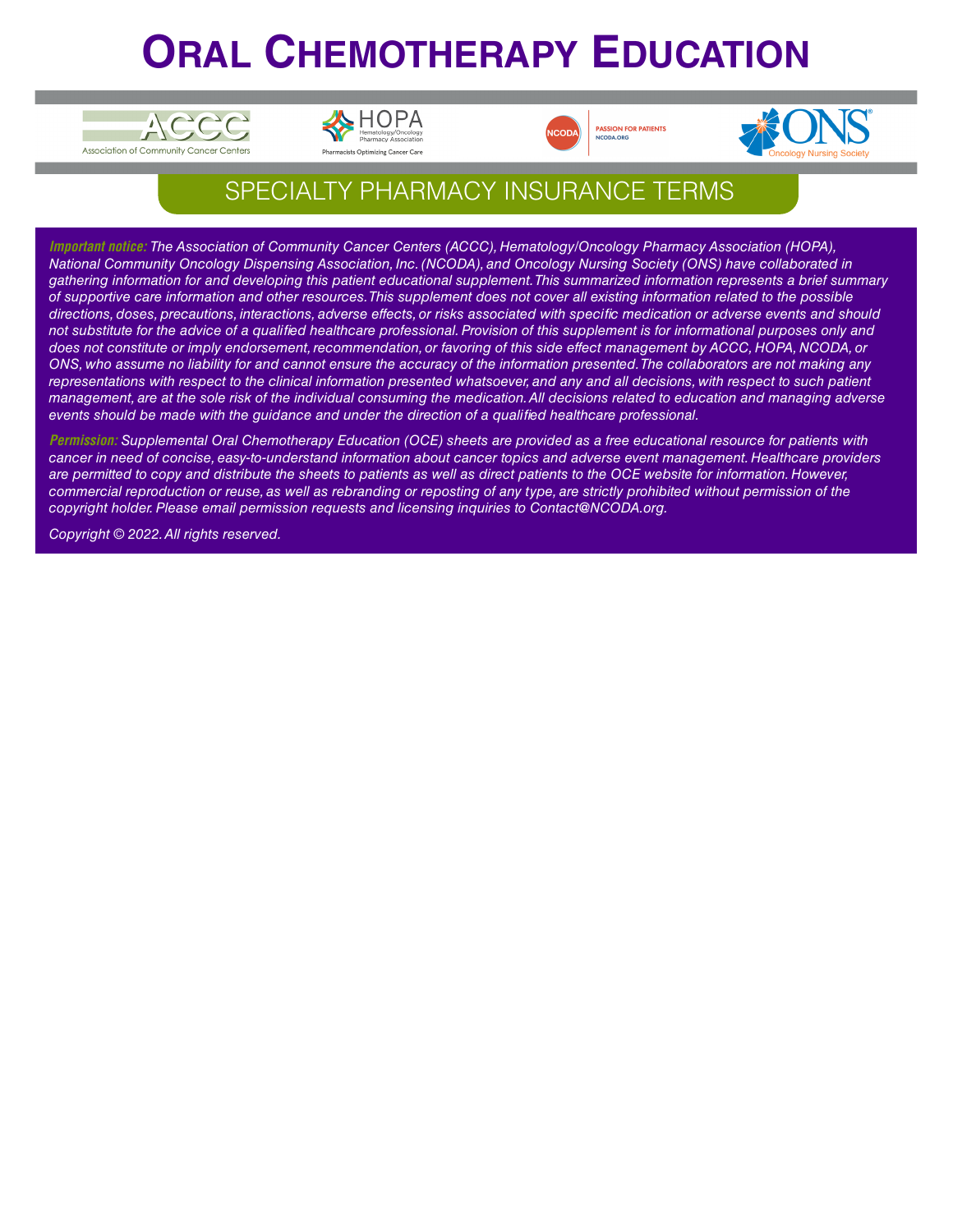# Oral Chemotherapy Education

ACCC — Association of Community Cancer Centers | HOPA — Hematology/Oncology Pharmacy Association — Pharmacists Optimizing Cancer Care | NCODA — PASSION FOR PATIENTS — NCODA.ORG | ONS — Oncology Nursing Society

## SPECIALTY PHARMACY INSURANCE TERMS

***Important notice:*** *The Association of Community Cancer Centers (ACCC), Hematology/Oncology Pharmacy Association (HOPA), National Community Oncology Dispensing Association, Inc. (NCODA), and Oncology Nursing Society (ONS) have collaborated in gathering information for and developing this patient educational supplement. This summarized information represents a brief summary of supportive care information and other resources. This supplement does not cover all existing information related to the possible directions, doses, precautions, interactions, adverse effects, or risks associated with specific medication or adverse events and should not substitute for the advice of a qualified healthcare professional. Provision of this supplement is for informational purposes only and does not constitute or imply endorsement, recommendation, or favoring of this side effect management by ACCC, HOPA, NCODA, or ONS, who assume no liability for and cannot ensure the accuracy of the information presented. The collaborators are not making any representations with respect to the clinical information presented whatsoever, and any and all decisions, with respect to such patient management, are at the sole risk of the individual consuming the medication. All decisions related to education and managing adverse events should be made with the guidance and under the direction of a qualified healthcare professional.*

***Permission:*** *Supplemental Oral Chemotherapy Education (OCE) sheets are provided as a free educational resource for patients with cancer in need of concise, easy-to-understand information about cancer topics and adverse event management. Healthcare providers are permitted to copy and distribute the sheets to patients as well as direct patients to the OCE website for information. However, commercial reproduction or reuse, as well as rebranding or reposting of any type, are strictly prohibited without permission of the copyright holder. Please email permission requests and licensing inquiries to Contact@NCODA.org.*

*Copyright © 2022. All rights reserved.*